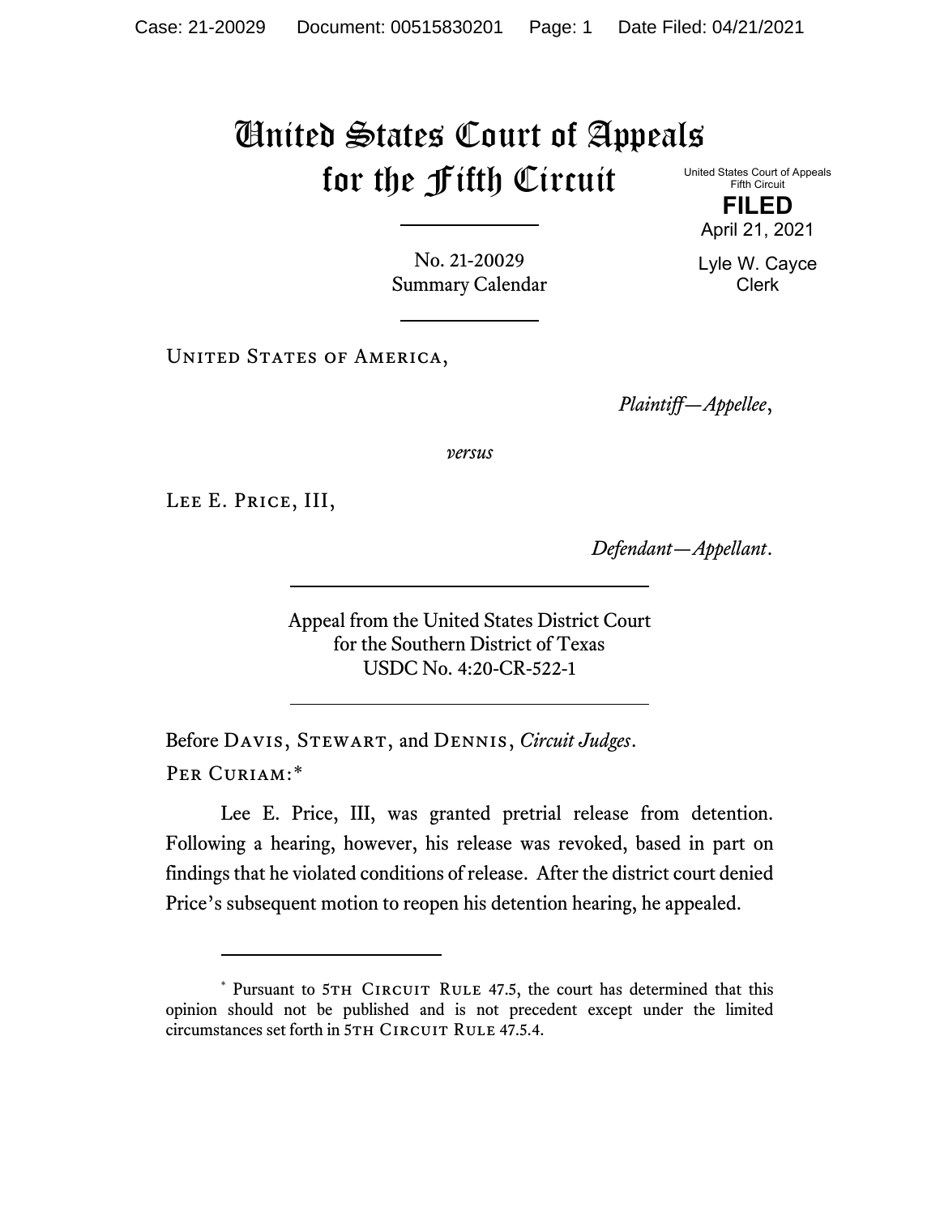# United States Court of Appeals for the Fifth Circuit

United States Court of Appeals
Fifth Circuit

**FILED**

April 21, 2021

Lyle W. Cayce
Clerk

---

No. 21-20029
Summary Calendar

---

United States of America,

*Plaintiff—Appellee*,

*versus*

Lee E. Price, III,

*Defendant—Appellant*.

---

Appeal from the United States District Court
for the Southern District of Texas
USDC No. 4:20-CR-522-1

---

Before Davis, Stewart, and Dennis, *Circuit Judges*.

Per Curiam:*

Lee E. Price, III, was granted pretrial release from detention. Following a hearing, however, his release was revoked, based in part on findings that he violated conditions of release. After the district court denied Price's subsequent motion to reopen his detention hearing, he appealed.

---

\* Pursuant to 5th Circuit Rule 47.5, the court has determined that this opinion should not be published and is not precedent except under the limited circumstances set forth in 5th Circuit Rule 47.5.4.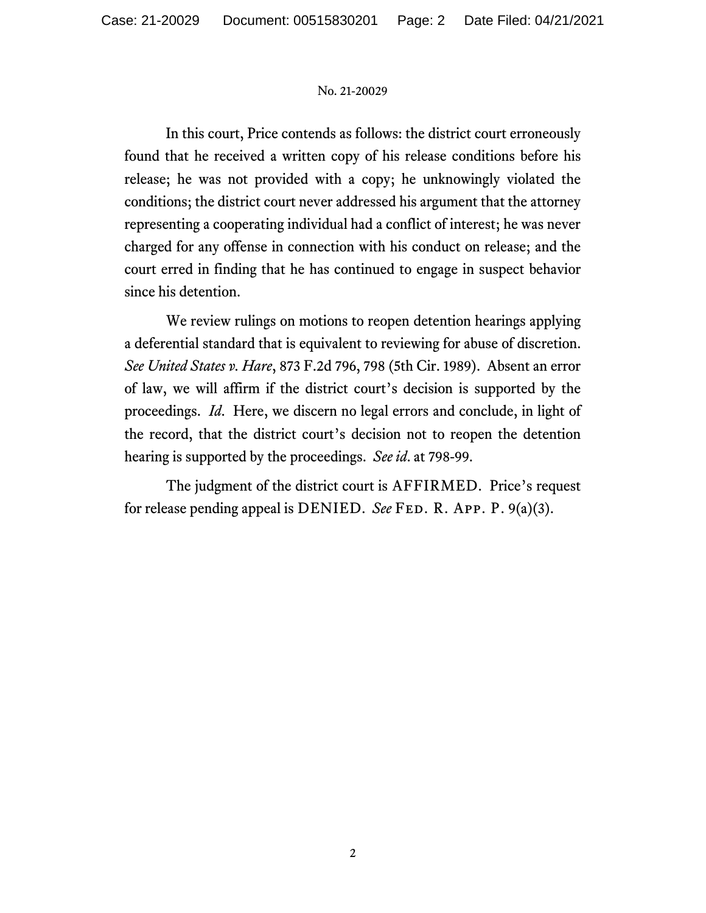No. 21-20029

In this court, Price contends as follows: the district court erroneously found that he received a written copy of his release conditions before his release; he was not provided with a copy; he unknowingly violated the conditions; the district court never addressed his argument that the attorney representing a cooperating individual had a conflict of interest; he was never charged for any offense in connection with his conduct on release; and the court erred in finding that he has continued to engage in suspect behavior since his detention.

We review rulings on motions to reopen detention hearings applying a deferential standard that is equivalent to reviewing for abuse of discretion. *See United States v. Hare*, 873 F.2d 796, 798 (5th Cir. 1989). Absent an error of law, we will affirm if the district court's decision is supported by the proceedings. *Id*. Here, we discern no legal errors and conclude, in light of the record, that the district court's decision not to reopen the detention hearing is supported by the proceedings. *See id*. at 798-99.

The judgment of the district court is AFFIRMED. Price's request for release pending appeal is DENIED. *See* FED. R. APP. P. 9(a)(3).